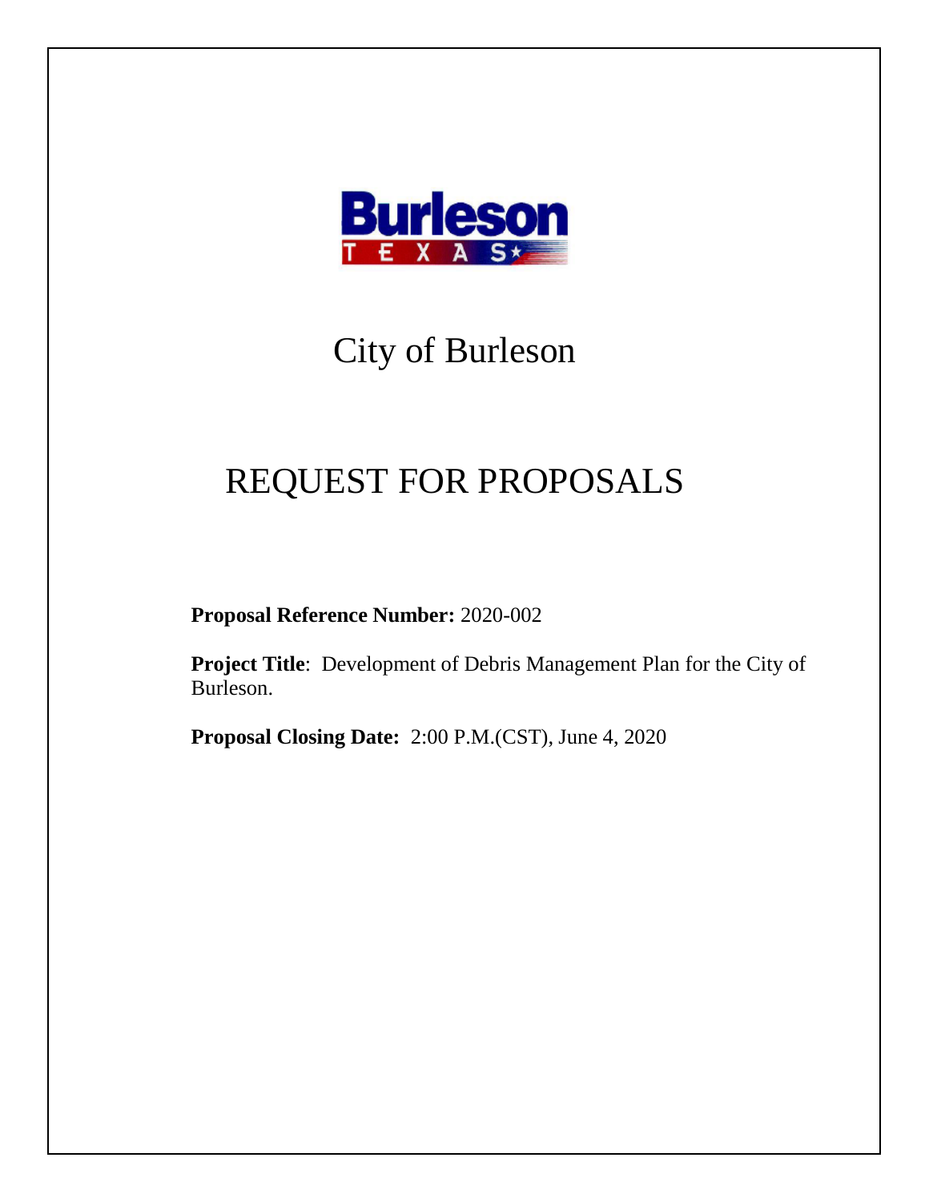Burleson

TEXAS

# City of Burleson

# REQUEST FOR PROPOSALS

**Proposal Reference Number:** 2020-002

**Project Title**: Development of Debris Management Plan for the City of Burleson.

**Proposal Closing Date:** 2:00 P.M.(CST), June 4, 2020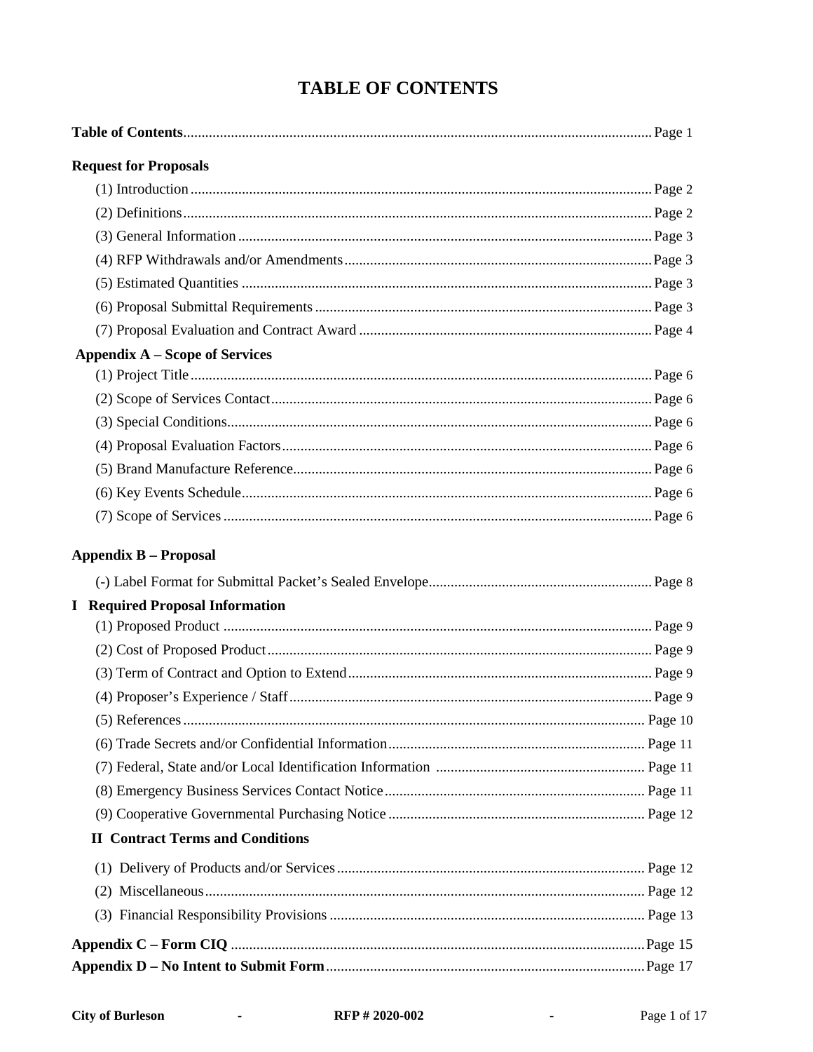# TABLE OF CONTENTS

**Table of Contents**............................................................................................................................ Page 1

**Request for Proposals**

- (1) Introduction............................................................................................................................ Page 2
- (2) Definitions.............................................................................................................................. Page 2
- (3) General Information................................................................................................................ Page 3
- (4) RFP Withdrawals and/or Amendments.................................................................................... Page 3
- (5) Estimated Quantities ............................................................................................................... Page 3
- (6) Proposal Submittal Requirements........................................................................................... Page 3
- (7) Proposal Evaluation and Contract Award ................................................................................ Page 4

**Appendix A – Scope of Services**

- (1) Project Title............................................................................................................................. Page 6
- (2) Scope of Services Contact........................................................................................................ Page 6
- (3) Special Conditions................................................................................................................... Page 6
- (4) Proposal Evaluation Factors..................................................................................................... Page 6
- (5) Brand Manufacture Reference.................................................................................................. Page 6
- (6) Key Events Schedule............................................................................................................... Page 6
- (7) Scope of Services .................................................................................................................... Page 6

**Appendix B – Proposal**

- (-) Label Format for Submittal Packet's Sealed Envelope............................................................. Page 8

**I Required Proposal Information**

- (1) Proposed Product .................................................................................................................... Page 9
- (2) Cost of Proposed Product........................................................................................................ Page 9
- (3) Term of Contract and Option to Extend................................................................................... Page 9
- (4) Proposer's Experience / Staff................................................................................................... Page 9
- (5) References............................................................................................................................. Page 10
- (6) Trade Secrets and/or Confidential Information...................................................................... Page 11
- (7) Federal, State and/or Local Identification Information .......................................................... Page 11
- (8) Emergency Business Services Contact Notice....................................................................... Page 11
- (9) Cooperative Governmental Purchasing Notice ...................................................................... Page 12

**II Contract Terms and Conditions**

- (1) Delivery of Products and/or Services.................................................................................... Page 12
- (2) Miscellaneous........................................................................................................................ Page 12
- (3) Financial Responsibility Provisions ...................................................................................... Page 13

**Appendix C – Form CIQ** ................................................................................................................Page 15

**Appendix D – No Intent to Submit Form**......................................................................................Page 17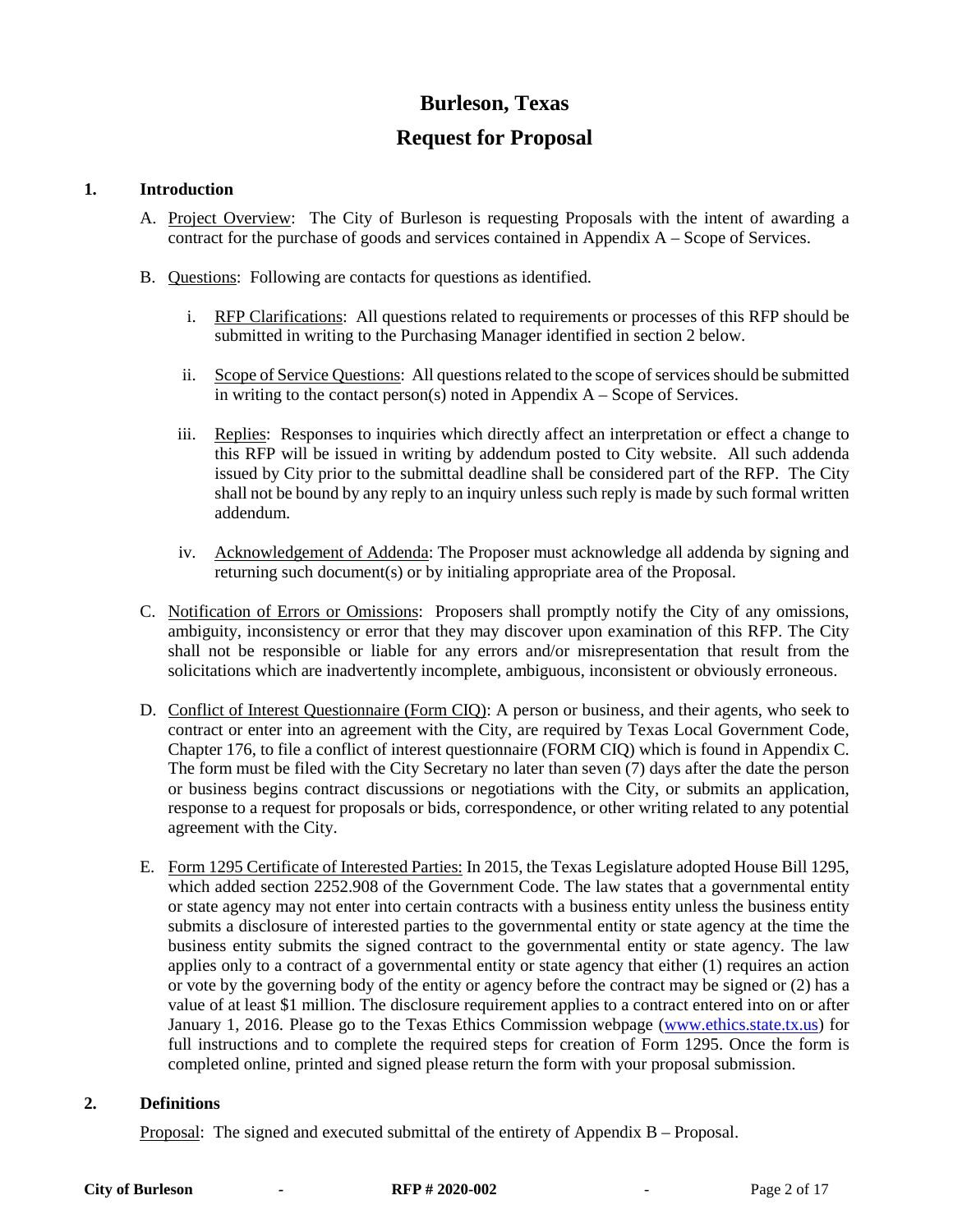# Burleson, Texas

# Request for Proposal

## 1. Introduction

A. <u>Project Overview</u>: The City of Burleson is requesting Proposals with the intent of awarding a contract for the purchase of goods and services contained in Appendix A – Scope of Services.

B. <u>Questions</u>: Following are contacts for questions as identified.

   i. <u>RFP Clarifications</u>: All questions related to requirements or processes of this RFP should be submitted in writing to the Purchasing Manager identified in section 2 below.

   ii. <u>Scope of Service Questions</u>: All questions related to the scope of services should be submitted in writing to the contact person(s) noted in Appendix A – Scope of Services.

   iii. <u>Replies</u>: Responses to inquiries which directly affect an interpretation or effect a change to this RFP will be issued in writing by addendum posted to City website. All such addenda issued by City prior to the submittal deadline shall be considered part of the RFP. The City shall not be bound by any reply to an inquiry unless such reply is made by such formal written addendum.

   iv. <u>Acknowledgement of Addenda</u>: The Proposer must acknowledge all addenda by signing and returning such document(s) or by initialing appropriate area of the Proposal.

C. <u>Notification of Errors or Omissions</u>: Proposers shall promptly notify the City of any omissions, ambiguity, inconsistency or error that they may discover upon examination of this RFP. The City shall not be responsible or liable for any errors and/or misrepresentation that result from the solicitations which are inadvertently incomplete, ambiguous, inconsistent or obviously erroneous.

D. <u>Conflict of Interest Questionnaire (Form CIQ)</u>: A person or business, and their agents, who seek to contract or enter into an agreement with the City, are required by Texas Local Government Code, Chapter 176, to file a conflict of interest questionnaire (FORM CIQ) which is found in Appendix C. The form must be filed with the City Secretary no later than seven (7) days after the date the person or business begins contract discussions or negotiations with the City, or submits an application, response to a request for proposals or bids, correspondence, or other writing related to any potential agreement with the City.

E. <u>Form 1295 Certificate of Interested Parties:</u> In 2015, the Texas Legislature adopted House Bill 1295, which added section 2252.908 of the Government Code. The law states that a governmental entity or state agency may not enter into certain contracts with a business entity unless the business entity submits a disclosure of interested parties to the governmental entity or state agency at the time the business entity submits the signed contract to the governmental entity or state agency. The law applies only to a contract of a governmental entity or state agency that either (1) requires an action or vote by the governing body of the entity or agency before the contract may be signed or (2) has a value of at least $1 million. The disclosure requirement applies to a contract entered into on or after January 1, 2016. Please go to the Texas Ethics Commission webpage (www.ethics.state.tx.us) for full instructions and to complete the required steps for creation of Form 1295. Once the form is completed online, printed and signed please return the form with your proposal submission.

## 2. Definitions

<u>Proposal</u>: The signed and executed submittal of the entirety of Appendix B – Proposal.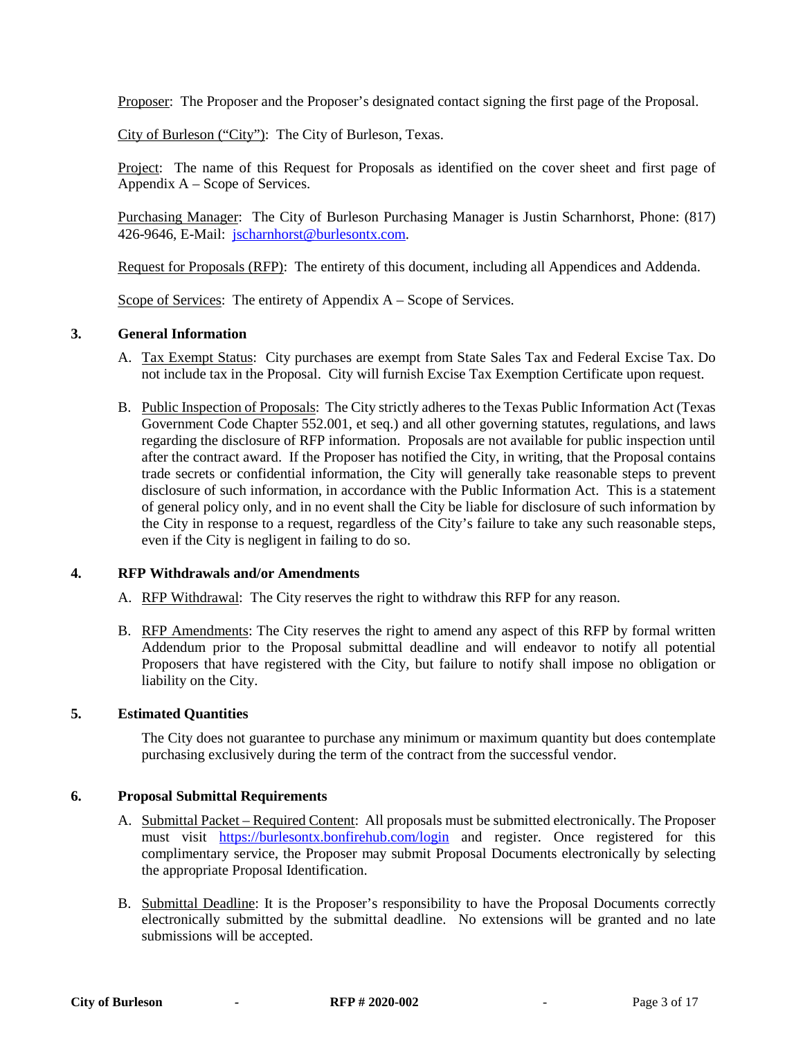Proposer: The Proposer and the Proposer's designated contact signing the first page of the Proposal.

City of Burleson ("City"): The City of Burleson, Texas.

Project: The name of this Request for Proposals as identified on the cover sheet and first page of Appendix A – Scope of Services.

Purchasing Manager: The City of Burleson Purchasing Manager is Justin Scharnhorst, Phone: (817) 426-9646, E-Mail: jscharnhorst@burlesontx.com.

Request for Proposals (RFP): The entirety of this document, including all Appendices and Addenda.

Scope of Services: The entirety of Appendix A – Scope of Services.

## 3. General Information

A. Tax Exempt Status: City purchases are exempt from State Sales Tax and Federal Excise Tax. Do not include tax in the Proposal. City will furnish Excise Tax Exemption Certificate upon request.

B. Public Inspection of Proposals: The City strictly adheres to the Texas Public Information Act (Texas Government Code Chapter 552.001, et seq.) and all other governing statutes, regulations, and laws regarding the disclosure of RFP information. Proposals are not available for public inspection until after the contract award. If the Proposer has notified the City, in writing, that the Proposal contains trade secrets or confidential information, the City will generally take reasonable steps to prevent disclosure of such information, in accordance with the Public Information Act. This is a statement of general policy only, and in no event shall the City be liable for disclosure of such information by the City in response to a request, regardless of the City's failure to take any such reasonable steps, even if the City is negligent in failing to do so.

## 4. RFP Withdrawals and/or Amendments

A. RFP Withdrawal: The City reserves the right to withdraw this RFP for any reason.

B. RFP Amendments: The City reserves the right to amend any aspect of this RFP by formal written Addendum prior to the Proposal submittal deadline and will endeavor to notify all potential Proposers that have registered with the City, but failure to notify shall impose no obligation or liability on the City.

## 5. Estimated Quantities

The City does not guarantee to purchase any minimum or maximum quantity but does contemplate purchasing exclusively during the term of the contract from the successful vendor.

## 6. Proposal Submittal Requirements

A. Submittal Packet – Required Content: All proposals must be submitted electronically. The Proposer must visit https://burlesontx.bonfirehub.com/login and register. Once registered for this complimentary service, the Proposer may submit Proposal Documents electronically by selecting the appropriate Proposal Identification.

B. Submittal Deadline: It is the Proposer's responsibility to have the Proposal Documents correctly electronically submitted by the submittal deadline. No extensions will be granted and no late submissions will be accepted.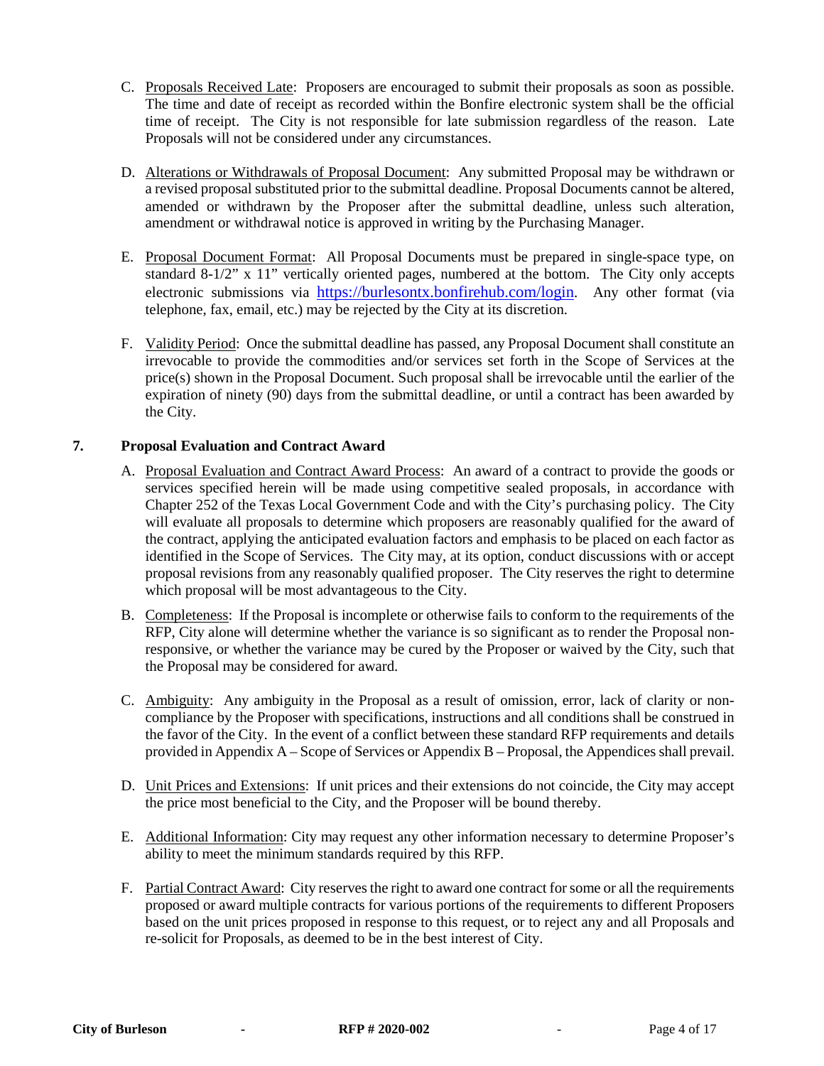C. Proposals Received Late: Proposers are encouraged to submit their proposals as soon as possible. The time and date of receipt as recorded within the Bonfire electronic system shall be the official time of receipt. The City is not responsible for late submission regardless of the reason. Late Proposals will not be considered under any circumstances.

D. Alterations or Withdrawals of Proposal Document: Any submitted Proposal may be withdrawn or a revised proposal substituted prior to the submittal deadline. Proposal Documents cannot be altered, amended or withdrawn by the Proposer after the submittal deadline, unless such alteration, amendment or withdrawal notice is approved in writing by the Purchasing Manager.

E. Proposal Document Format: All Proposal Documents must be prepared in single-space type, on standard 8-1/2" x 11" vertically oriented pages, numbered at the bottom. The City only accepts electronic submissions via https://burlesontx.bonfirehub.com/login. Any other format (via telephone, fax, email, etc.) may be rejected by the City at its discretion.

F. Validity Period: Once the submittal deadline has passed, any Proposal Document shall constitute an irrevocable to provide the commodities and/or services set forth in the Scope of Services at the price(s) shown in the Proposal Document. Such proposal shall be irrevocable until the earlier of the expiration of ninety (90) days from the submittal deadline, or until a contract has been awarded by the City.

## 7. Proposal Evaluation and Contract Award

A. Proposal Evaluation and Contract Award Process: An award of a contract to provide the goods or services specified herein will be made using competitive sealed proposals, in accordance with Chapter 252 of the Texas Local Government Code and with the City's purchasing policy. The City will evaluate all proposals to determine which proposers are reasonably qualified for the award of the contract, applying the anticipated evaluation factors and emphasis to be placed on each factor as identified in the Scope of Services. The City may, at its option, conduct discussions with or accept proposal revisions from any reasonably qualified proposer. The City reserves the right to determine which proposal will be most advantageous to the City.

B. Completeness: If the Proposal is incomplete or otherwise fails to conform to the requirements of the RFP, City alone will determine whether the variance is so significant as to render the Proposal non-responsive, or whether the variance may be cured by the Proposer or waived by the City, such that the Proposal may be considered for award.

C. Ambiguity: Any ambiguity in the Proposal as a result of omission, error, lack of clarity or non-compliance by the Proposer with specifications, instructions and all conditions shall be construed in the favor of the City. In the event of a conflict between these standard RFP requirements and details provided in Appendix A – Scope of Services or Appendix B – Proposal, the Appendices shall prevail.

D. Unit Prices and Extensions: If unit prices and their extensions do not coincide, the City may accept the price most beneficial to the City, and the Proposer will be bound thereby.

E. Additional Information: City may request any other information necessary to determine Proposer's ability to meet the minimum standards required by this RFP.

F. Partial Contract Award: City reserves the right to award one contract for some or all the requirements proposed or award multiple contracts for various portions of the requirements to different Proposers based on the unit prices proposed in response to this request, or to reject any and all Proposals and re-solicit for Proposals, as deemed to be in the best interest of City.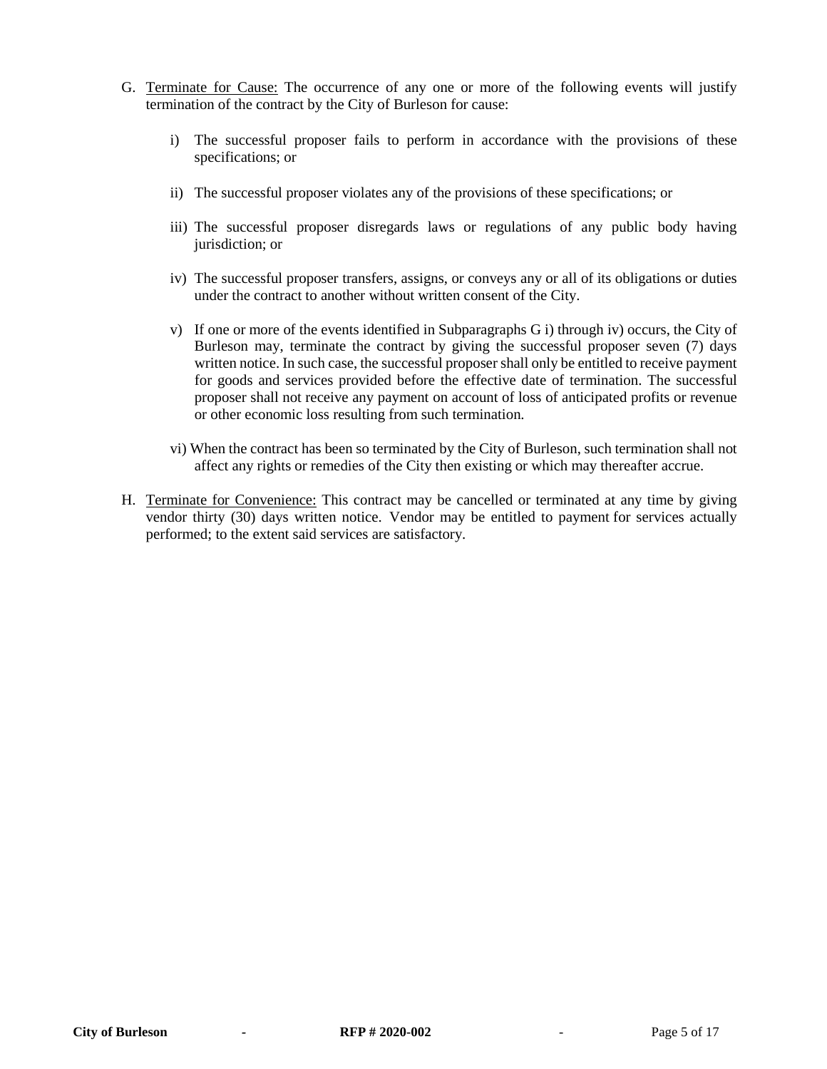G. <u>Terminate for Cause:</u> The occurrence of any one or more of the following events will justify termination of the contract by the City of Burleson for cause:

   i) The successful proposer fails to perform in accordance with the provisions of these specifications; or

   ii) The successful proposer violates any of the provisions of these specifications; or

   iii) The successful proposer disregards laws or regulations of any public body having jurisdiction; or

   iv) The successful proposer transfers, assigns, or conveys any or all of its obligations or duties under the contract to another without written consent of the City.

   v) If one or more of the events identified in Subparagraphs G i) through iv) occurs, the City of Burleson may, terminate the contract by giving the successful proposer seven (7) days written notice. In such case, the successful proposer shall only be entitled to receive payment for goods and services provided before the effective date of termination. The successful proposer shall not receive any payment on account of loss of anticipated profits or revenue or other economic loss resulting from such termination.

   vi) When the contract has been so terminated by the City of Burleson, such termination shall not affect any rights or remedies of the City then existing or which may thereafter accrue.

H. <u>Terminate for Convenience:</u> This contract may be cancelled or terminated at any time by giving vendor thirty (30) days written notice. Vendor may be entitled to payment for services actually performed; to the extent said services are satisfactory.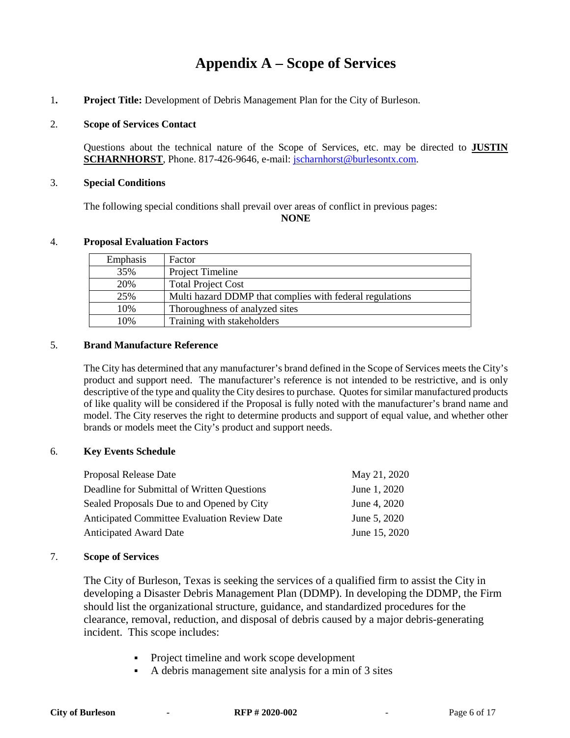# Appendix A – Scope of Services

1. **Project Title:** Development of Debris Management Plan for the City of Burleson.

2. **Scope of Services Contact**

   Questions about the technical nature of the Scope of Services, etc. may be directed to **JUSTIN SCHARNHORST**, Phone. 817-426-9646, e-mail: jscharnhorst@burlesontx.com.

3. **Special Conditions**

   The following special conditions shall prevail over areas of conflict in previous pages:

   **NONE**

4. **Proposal Evaluation Factors**

| Emphasis | Factor |
|---|---|
| 35% | Project Timeline |
| 20% | Total Project Cost |
| 25% | Multi hazard DDMP that complies with federal regulations |
| 10% | Thoroughness of analyzed sites |
| 10% | Training with stakeholders |

5. **Brand Manufacture Reference**

   The City has determined that any manufacturer's brand defined in the Scope of Services meets the City's product and support need. The manufacturer's reference is not intended to be restrictive, and is only descriptive of the type and quality the City desires to purchase. Quotes for similar manufactured products of like quality will be considered if the Proposal is fully noted with the manufacturer's brand name and model. The City reserves the right to determine products and support of equal value, and whether other brands or models meet the City's product and support needs.

6. **Key Events Schedule**

| | |
|---|---|
| Proposal Release Date | May 21, 2020 |
| Deadline for Submittal of Written Questions | June 1, 2020 |
| Sealed Proposals Due to and Opened by City | June 4, 2020 |
| Anticipated Committee Evaluation Review Date | June 5, 2020 |
| Anticipated Award Date | June 15, 2020 |

7. **Scope of Services**

   The City of Burleson, Texas is seeking the services of a qualified firm to assist the City in developing a Disaster Debris Management Plan (DDMP). In developing the DDMP, the Firm should list the organizational structure, guidance, and standardized procedures for the clearance, removal, reduction, and disposal of debris caused by a major debris-generating incident. This scope includes:

   - Project timeline and work scope development
   - A debris management site analysis for a min of 3 sites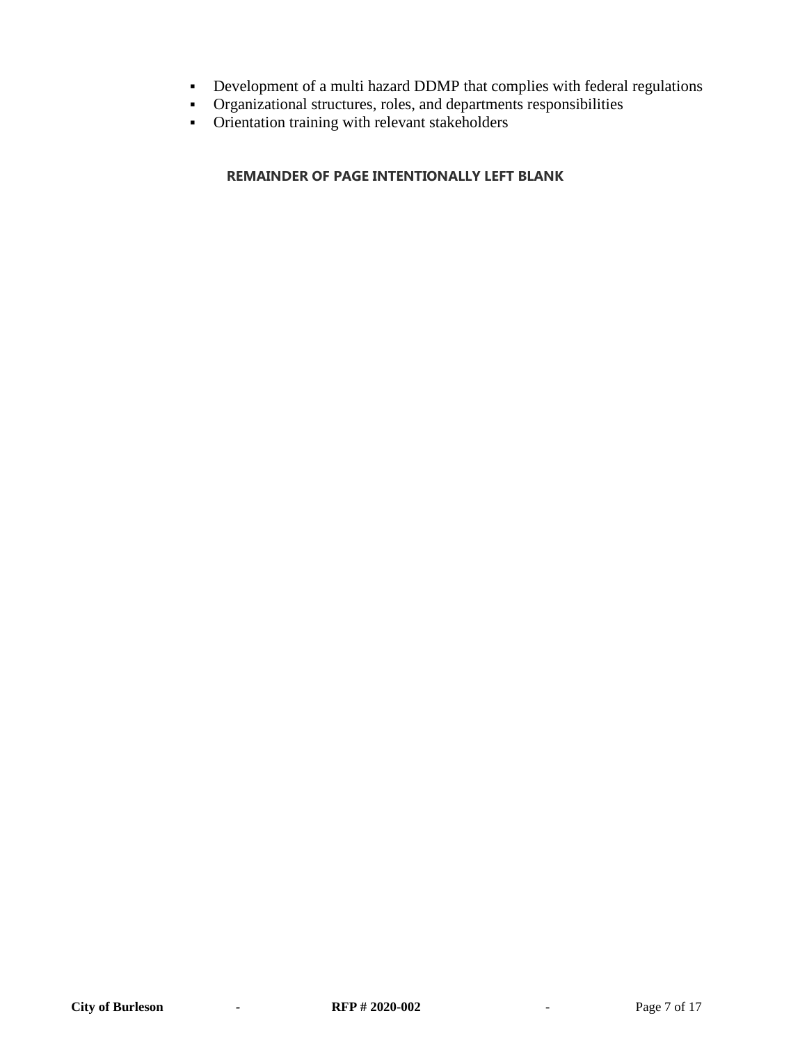- Development of a multi hazard DDMP that complies with federal regulations
- Organizational structures, roles, and departments responsibilities
- Orientation training with relevant stakeholders

**REMAINDER OF PAGE INTENTIONALLY LEFT BLANK**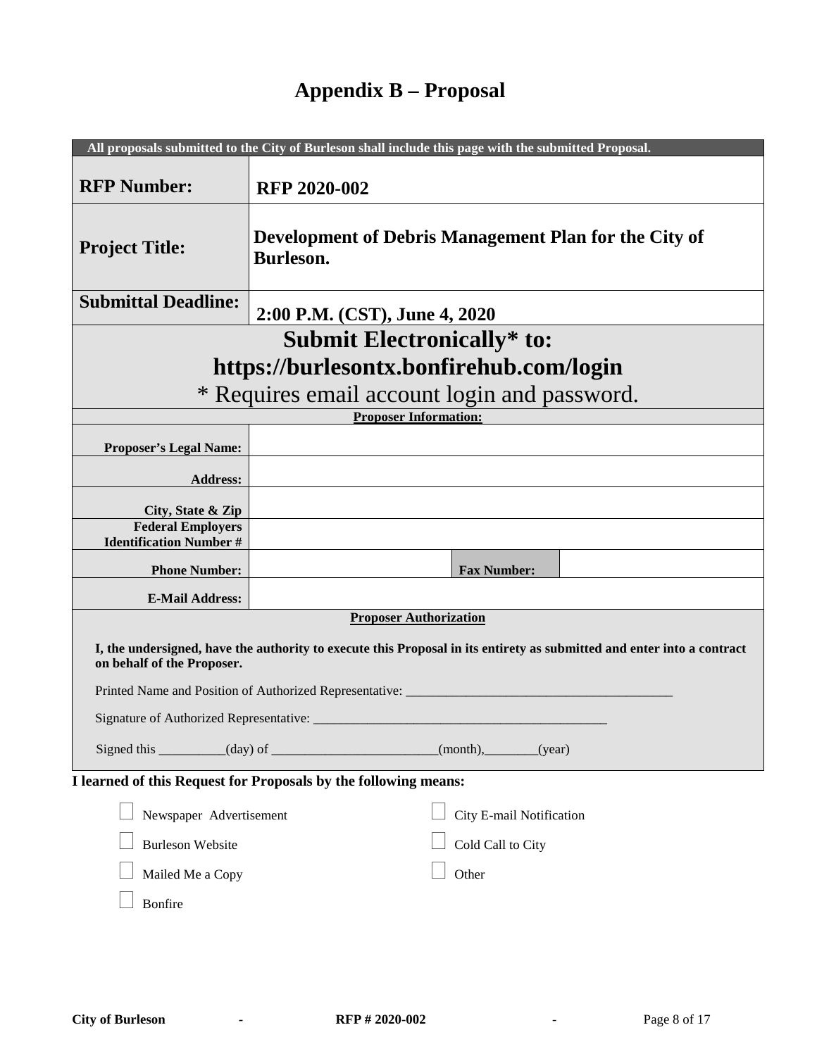# Appendix B – Proposal

| All proposals submitted to the City of Burleson shall include this page with the submitted Proposal. | | | |
|---|---|---|---|
| **RFP Number:** | **RFP 2020-002** | | |
| **Project Title:** | **Development of Debris Management Plan for the City of Burleson.** | | |
| **Submittal Deadline:** | **2:00 P.M. (CST), June 4, 2020** | | |
| **Submit Electronically* to: https://burlesontx.bonfirehub.com/login** * Requires email account login and password. | | | |
| **Proposer Information:** | | | |
| **Proposer's Legal Name:** | | | |
| **Address:** | | | |
| **City, State & Zip** | | | |
| **Federal Employers Identification Number #** | | | |
| **Phone Number:** | | **Fax Number:** | |
| **E-Mail Address:** | | | |

**Proposer Authorization**

**I, the undersigned, have the authority to execute this Proposal in its entirety as submitted and enter into a contract on behalf of the Proposer.**

Printed Name and Position of Authorized Representative: ________________________________________

Signature of Authorized Representative: ____________________________________________

Signed this __________(day) of _________________________(month),________(year)

**I learned of this Request for Proposals by the following means:**

- ☐ Newspaper Advertisement
- ☐ City E-mail Notification
- ☐ Burleson Website
- ☐ Cold Call to City
- ☐ Mailed Me a Copy
- ☐ Other
- ☐ Bonfire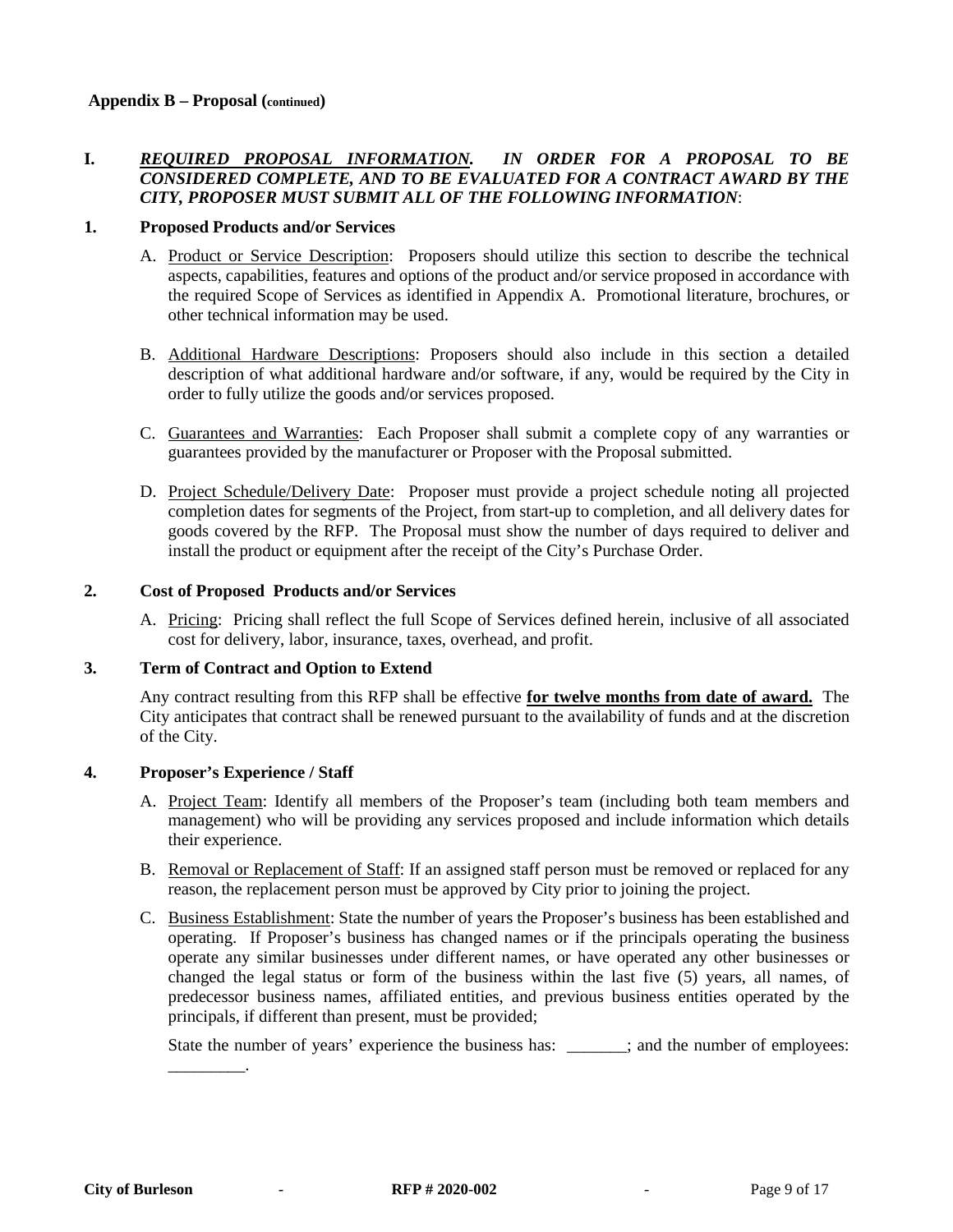**Appendix B – Proposal (continued)**

## I. ***<u>REQUIRED PROPOSAL INFORMATION</u>. IN ORDER FOR A PROPOSAL TO BE CONSIDERED COMPLETE, AND TO BE EVALUATED FOR A CONTRACT AWARD BY THE CITY, PROPOSER MUST SUBMIT ALL OF THE FOLLOWING INFORMATION***:

### 1. Proposed Products and/or Services

A. <u>Product or Service Description</u>: Proposers should utilize this section to describe the technical aspects, capabilities, features and options of the product and/or service proposed in accordance with the required Scope of Services as identified in Appendix A. Promotional literature, brochures, or other technical information may be used.

B. <u>Additional Hardware Descriptions</u>: Proposers should also include in this section a detailed description of what additional hardware and/or software, if any, would be required by the City in order to fully utilize the goods and/or services proposed.

C. <u>Guarantees and Warranties</u>: Each Proposer shall submit a complete copy of any warranties or guarantees provided by the manufacturer or Proposer with the Proposal submitted.

D. <u>Project Schedule/Delivery Date</u>: Proposer must provide a project schedule noting all projected completion dates for segments of the Project, from start-up to completion, and all delivery dates for goods covered by the RFP. The Proposal must show the number of days required to deliver and install the product or equipment after the receipt of the City's Purchase Order.

### 2. Cost of Proposed Products and/or Services

A. <u>Pricing</u>: Pricing shall reflect the full Scope of Services defined herein, inclusive of all associated cost for delivery, labor, insurance, taxes, overhead, and profit.

### 3. Term of Contract and Option to Extend

Any contract resulting from this RFP shall be effective **<u>for twelve months from date of award.</u>** The City anticipates that contract shall be renewed pursuant to the availability of funds and at the discretion of the City.

### 4. Proposer's Experience / Staff

A. <u>Project Team</u>: Identify all members of the Proposer's team (including both team members and management) who will be providing any services proposed and include information which details their experience.

B. <u>Removal or Replacement of Staff</u>: If an assigned staff person must be removed or replaced for any reason, the replacement person must be approved by City prior to joining the project.

C. <u>Business Establishment</u>: State the number of years the Proposer's business has been established and operating. If Proposer's business has changed names or if the principals operating the business operate any similar businesses under different names, or have operated any other businesses or changed the legal status or form of the business within the last five (5) years, all names, of predecessor business names, affiliated entities, and previous business entities operated by the principals, if different than present, must be provided;

State the number of years' experience the business has: _______; and the number of employees: _________.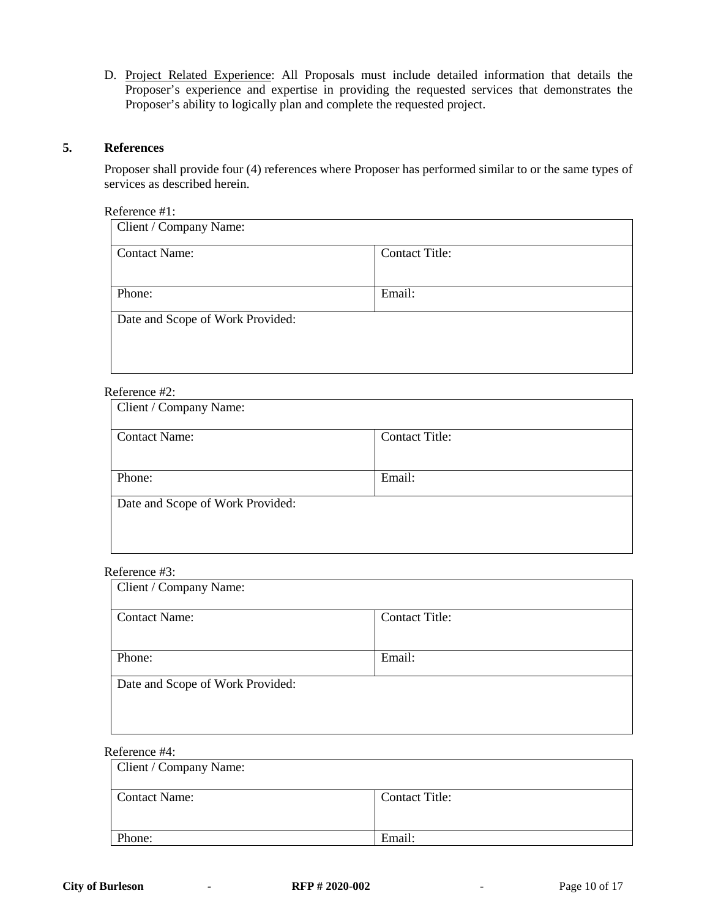D. <u>Project Related Experience</u>: All Proposals must include detailed information that details the Proposer's experience and expertise in providing the requested services that demonstrates the Proposer's ability to logically plan and complete the requested project.

## 5. References

Proposer shall provide four (4) references where Proposer has performed similar to or the same types of services as described herein.

Reference #1:

| Client / Company Name: | |
|---|---|
| Contact Name: | Contact Title: |
| Phone: | Email: |
| Date and Scope of Work Provided: | |

Reference #2:

| Client / Company Name: | |
|---|---|
| Contact Name: | Contact Title: |
| Phone: | Email: |
| Date and Scope of Work Provided: | |

Reference #3:

| Client / Company Name: | |
|---|---|
| Contact Name: | Contact Title: |
| Phone: | Email: |
| Date and Scope of Work Provided: | |

Reference #4:

| Client / Company Name: | |
|---|---|
| Contact Name: | Contact Title: |
| Phone: | Email: |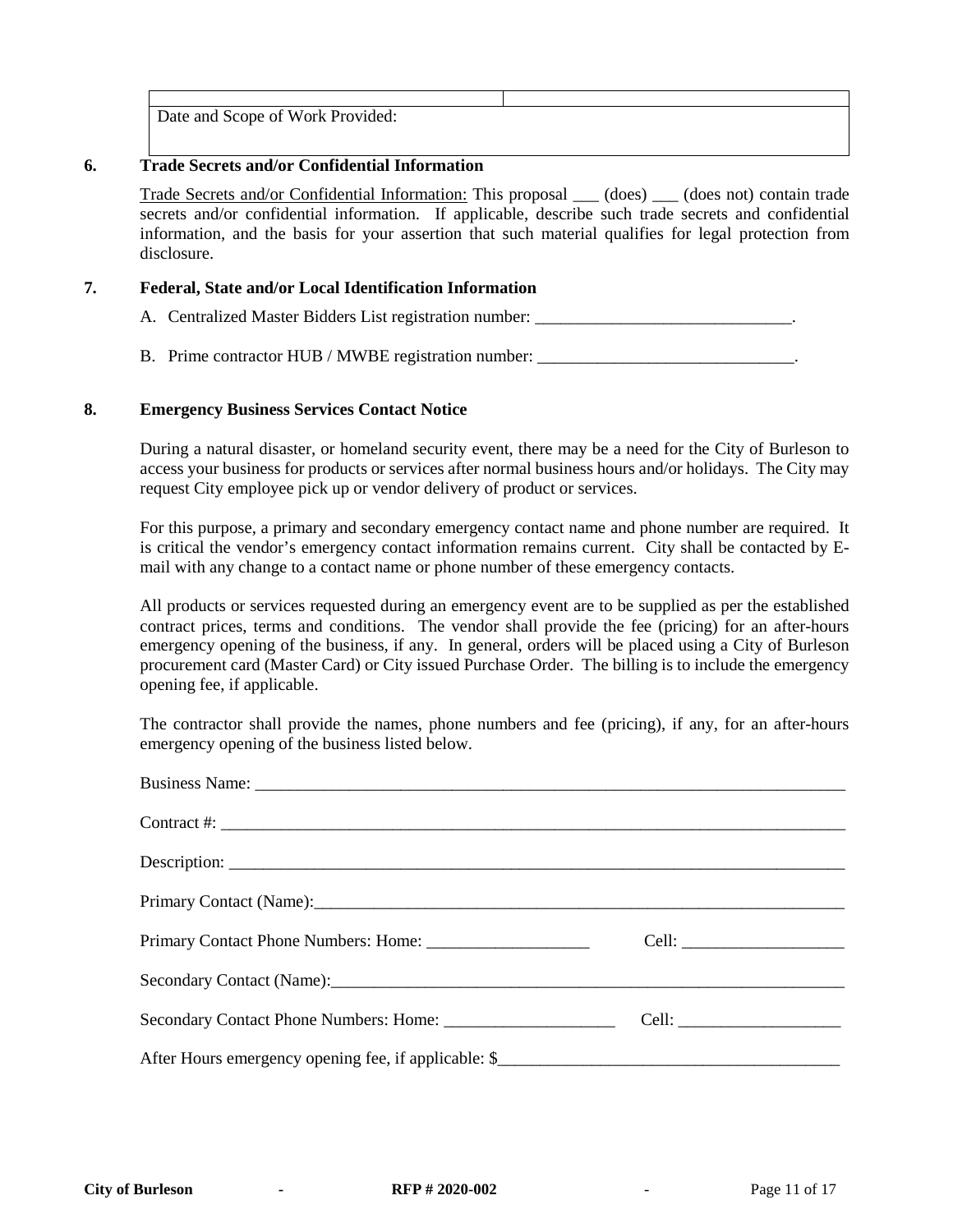| | |
|---|---|
| Date and Scope of Work Provided: | |

**6. Trade Secrets and/or Confidential Information**

Trade Secrets and/or Confidential Information: This proposal ___ (does) ___ (does not) contain trade secrets and/or confidential information. If applicable, describe such trade secrets and confidential information, and the basis for your assertion that such material qualifies for legal protection from disclosure.

**7. Federal, State and/or Local Identification Information**

A. Centralized Master Bidders List registration number: ______________________________.

B. Prime contractor HUB / MWBE registration number: ______________________________.

**8. Emergency Business Services Contact Notice**

During a natural disaster, or homeland security event, there may be a need for the City of Burleson to access your business for products or services after normal business hours and/or holidays. The City may request City employee pick up or vendor delivery of product or services.

For this purpose, a primary and secondary emergency contact name and phone number are required. It is critical the vendor's emergency contact information remains current. City shall be contacted by E-mail with any change to a contact name or phone number of these emergency contacts.

All products or services requested during an emergency event are to be supplied as per the established contract prices, terms and conditions. The vendor shall provide the fee (pricing) for an after-hours emergency opening of the business, if any. In general, orders will be placed using a City of Burleson procurement card (Master Card) or City issued Purchase Order. The billing is to include the emergency opening fee, if applicable.

The contractor shall provide the names, phone numbers and fee (pricing), if any, for an after-hours emergency opening of the business listed below.

Business Name: ______________________________________________________________________

Contract #: _________________________________________________________________________

Description: ________________________________________________________________________

Primary Contact (Name):______________________________________________________________

Primary Contact Phone Numbers: Home: ___________________ Cell: ___________________

Secondary Contact (Name):____________________________________________________________

Secondary Contact Phone Numbers: Home: ____________________ Cell: ___________________

After Hours emergency opening fee, if applicable: $_______________________________________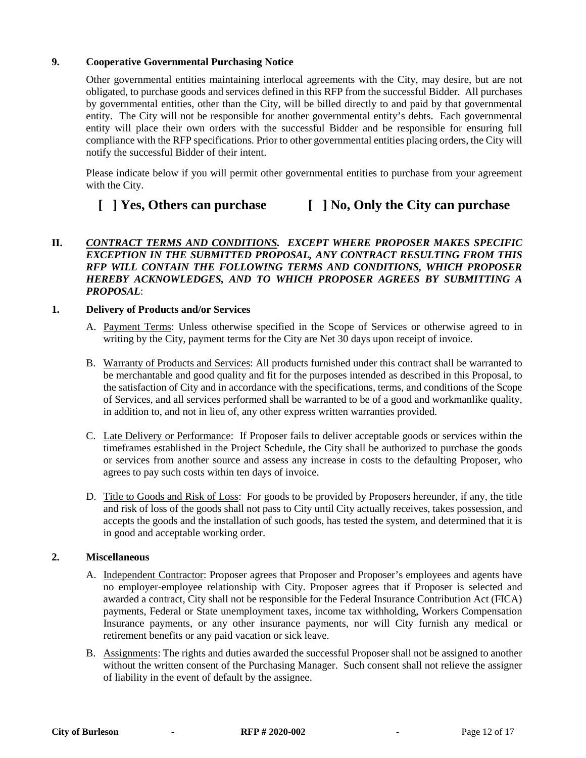**9. Cooperative Governmental Purchasing Notice**

Other governmental entities maintaining interlocal agreements with the City, may desire, but are not obligated, to purchase goods and services defined in this RFP from the successful Bidder. All purchases by governmental entities, other than the City, will be billed directly to and paid by that governmental entity. The City will not be responsible for another governmental entity's debts. Each governmental entity will place their own orders with the successful Bidder and be responsible for ensuring full compliance with the RFP specifications. Prior to other governmental entities placing orders, the City will notify the successful Bidder of their intent.

Please indicate below if you will permit other governmental entities to purchase from your agreement with the City.

**[ ] Yes, Others can purchase** **[ ] No, Only the City can purchase**

## II. ***CONTRACT TERMS AND CONDITIONS. EXCEPT WHERE PROPOSER MAKES SPECIFIC EXCEPTION IN THE SUBMITTED PROPOSAL, ANY CONTRACT RESULTING FROM THIS RFP WILL CONTAIN THE FOLLOWING TERMS AND CONDITIONS, WHICH PROPOSER HEREBY ACKNOWLEDGES, AND TO WHICH PROPOSER AGREES BY SUBMITTING A PROPOSAL***:

**1. Delivery of Products and/or Services**

A. Payment Terms: Unless otherwise specified in the Scope of Services or otherwise agreed to in writing by the City, payment terms for the City are Net 30 days upon receipt of invoice.

B. Warranty of Products and Services: All products furnished under this contract shall be warranted to be merchantable and good quality and fit for the purposes intended as described in this Proposal, to the satisfaction of City and in accordance with the specifications, terms, and conditions of the Scope of Services, and all services performed shall be warranted to be of a good and workmanlike quality, in addition to, and not in lieu of, any other express written warranties provided.

C. Late Delivery or Performance: If Proposer fails to deliver acceptable goods or services within the timeframes established in the Project Schedule, the City shall be authorized to purchase the goods or services from another source and assess any increase in costs to the defaulting Proposer, who agrees to pay such costs within ten days of invoice.

D. Title to Goods and Risk of Loss: For goods to be provided by Proposers hereunder, if any, the title and risk of loss of the goods shall not pass to City until City actually receives, takes possession, and accepts the goods and the installation of such goods, has tested the system, and determined that it is in good and acceptable working order.

**2. Miscellaneous**

A. Independent Contractor: Proposer agrees that Proposer and Proposer's employees and agents have no employer-employee relationship with City. Proposer agrees that if Proposer is selected and awarded a contract, City shall not be responsible for the Federal Insurance Contribution Act (FICA) payments, Federal or State unemployment taxes, income tax withholding, Workers Compensation Insurance payments, or any other insurance payments, nor will City furnish any medical or retirement benefits or any paid vacation or sick leave.

B. Assignments: The rights and duties awarded the successful Proposer shall not be assigned to another without the written consent of the Purchasing Manager. Such consent shall not relieve the assigner of liability in the event of default by the assignee.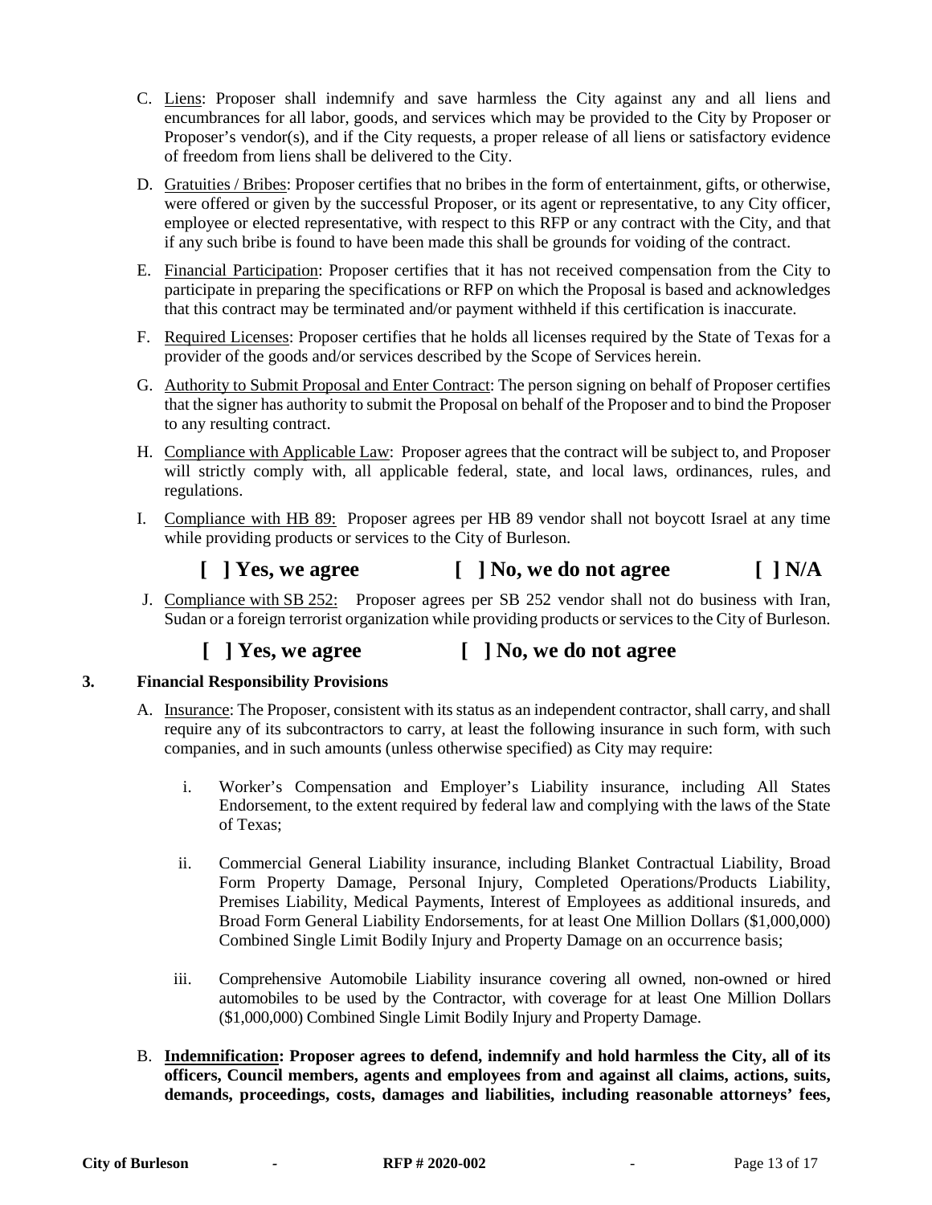C. Liens: Proposer shall indemnify and save harmless the City against any and all liens and encumbrances for all labor, goods, and services which may be provided to the City by Proposer or Proposer's vendor(s), and if the City requests, a proper release of all liens or satisfactory evidence of freedom from liens shall be delivered to the City.

D. Gratuities / Bribes: Proposer certifies that no bribes in the form of entertainment, gifts, or otherwise, were offered or given by the successful Proposer, or its agent or representative, to any City officer, employee or elected representative, with respect to this RFP or any contract with the City, and that if any such bribe is found to have been made this shall be grounds for voiding of the contract.

E. Financial Participation: Proposer certifies that it has not received compensation from the City to participate in preparing the specifications or RFP on which the Proposal is based and acknowledges that this contract may be terminated and/or payment withheld if this certification is inaccurate.

F. Required Licenses: Proposer certifies that he holds all licenses required by the State of Texas for a provider of the goods and/or services described by the Scope of Services herein.

G. Authority to Submit Proposal and Enter Contract: The person signing on behalf of Proposer certifies that the signer has authority to submit the Proposal on behalf of the Proposer and to bind the Proposer to any resulting contract.

H. Compliance with Applicable Law: Proposer agrees that the contract will be subject to, and Proposer will strictly comply with, all applicable federal, state, and local laws, ordinances, rules, and regulations.

I. Compliance with HB 89: Proposer agrees per HB 89 vendor shall not boycott Israel at any time while providing products or services to the City of Burleson.

**[ ] Yes, we agree  [ ] No, we do not agree  [ ] N/A**

J. Compliance with SB 252: Proposer agrees per SB 252 vendor shall not do business with Iran, Sudan or a foreign terrorist organization while providing products or services to the City of Burleson.

**[ ] Yes, we agree  [ ] No, we do not agree**

### 3. Financial Responsibility Provisions

A. Insurance: The Proposer, consistent with its status as an independent contractor, shall carry, and shall require any of its subcontractors to carry, at least the following insurance in such form, with such companies, and in such amounts (unless otherwise specified) as City may require:

i. Worker's Compensation and Employer's Liability insurance, including All States Endorsement, to the extent required by federal law and complying with the laws of the State of Texas;

ii. Commercial General Liability insurance, including Blanket Contractual Liability, Broad Form Property Damage, Personal Injury, Completed Operations/Products Liability, Premises Liability, Medical Payments, Interest of Employees as additional insureds, and Broad Form General Liability Endorsements, for at least One Million Dollars ($1,000,000) Combined Single Limit Bodily Injury and Property Damage on an occurrence basis;

iii. Comprehensive Automobile Liability insurance covering all owned, non-owned or hired automobiles to be used by the Contractor, with coverage for at least One Million Dollars ($1,000,000) Combined Single Limit Bodily Injury and Property Damage.

B. **Indemnification: Proposer agrees to defend, indemnify and hold harmless the City, all of its officers, Council members, agents and employees from and against all claims, actions, suits, demands, proceedings, costs, damages and liabilities, including reasonable attorneys' fees,**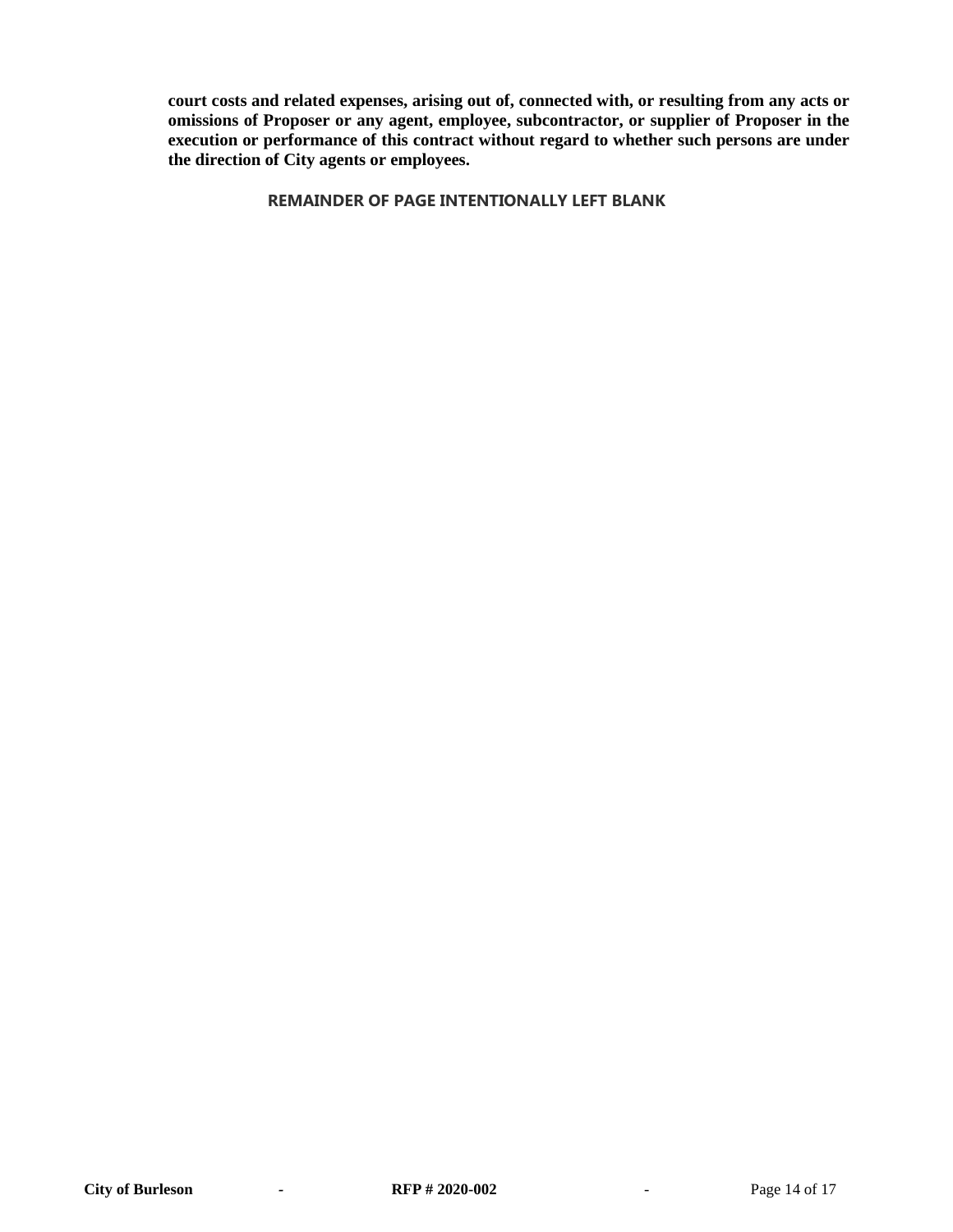**court costs and related expenses, arising out of, connected with, or resulting from any acts or omissions of Proposer or any agent, employee, subcontractor, or supplier of Proposer in the execution or performance of this contract without regard to whether such persons are under the direction of City agents or employees.**

**REMAINDER OF PAGE INTENTIONALLY LEFT BLANK**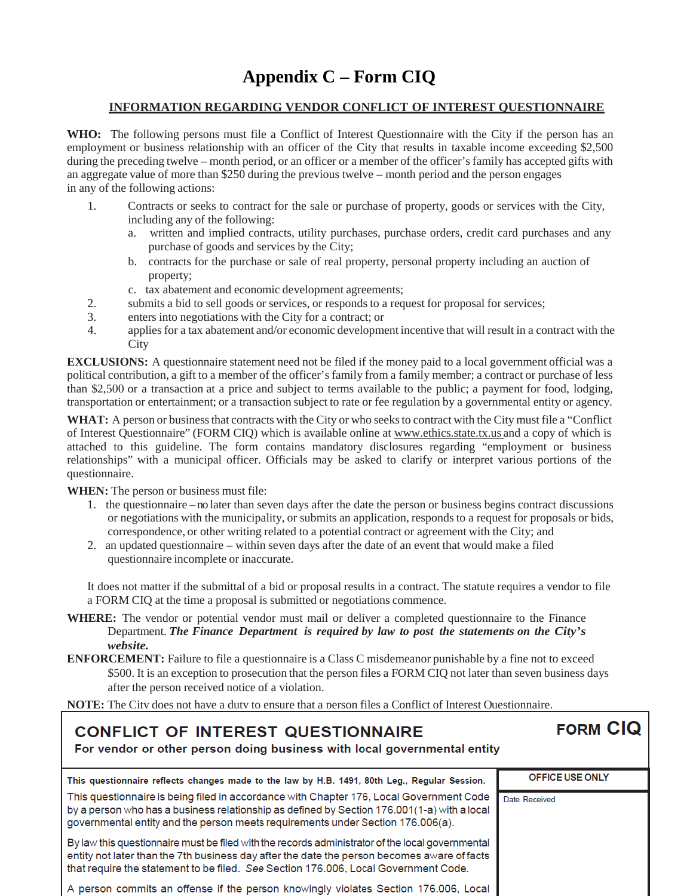# Appendix C – Form CIQ

## INFORMATION REGARDING VENDOR CONFLICT OF INTEREST QUESTIONNAIRE

**WHO:** The following persons must file a Conflict of Interest Questionnaire with the City if the person has an employment or business relationship with an officer of the City that results in taxable income exceeding $2,500 during the preceding twelve – month period, or an officer or a member of the officer's family has accepted gifts with an aggregate value of more than $250 during the previous twelve – month period and the person engages in any of the following actions:

1. Contracts or seeks to contract for the sale or purchase of property, goods or services with the City, including any of the following:
   a. written and implied contracts, utility purchases, purchase orders, credit card purchases and any purchase of goods and services by the City;
   b. contracts for the purchase or sale of real property, personal property including an auction of property;
   c. tax abatement and economic development agreements;
2. submits a bid to sell goods or services, or responds to a request for proposal for services;
3. enters into negotiations with the City for a contract; or
4. applies for a tax abatement and/or economic development incentive that will result in a contract with the City

**EXCLUSIONS:** A questionnaire statement need not be filed if the money paid to a local government official was a political contribution, a gift to a member of the officer's family from a family member; a contract or purchase of less than $2,500 or a transaction at a price and subject to terms available to the public; a payment for food, lodging, transportation or entertainment; or a transaction subject to rate or fee regulation by a governmental entity or agency.

**WHAT:** A person or business that contracts with the City or who seeks to contract with the City must file a "Conflict of Interest Questionnaire" (FORM CIQ) which is available online at www.ethics.state.tx.us and a copy of which is attached to this guideline. The form contains mandatory disclosures regarding "employment or business relationships" with a municipal officer. Officials may be asked to clarify or interpret various portions of the questionnaire.

**WHEN:** The person or business must file:

1. the questionnaire – no later than seven days after the date the person or business begins contract discussions or negotiations with the municipality, or submits an application, responds to a request for proposals or bids, correspondence, or other writing related to a potential contract or agreement with the City; and
2. an updated questionnaire – within seven days after the date of an event that would make a filed questionnaire incomplete or inaccurate.

It does not matter if the submittal of a bid or proposal results in a contract. The statute requires a vendor to file a FORM CIQ at the time a proposal is submitted or negotiations commence.

**WHERE:** The vendor or potential vendor must mail or deliver a completed questionnaire to the Finance Department. ***The Finance Department is required by law to post the statements on the City's website.***

**ENFORCEMENT:** Failure to file a questionnaire is a Class C misdemeanor punishable by a fine not to exceed $500. It is an exception to prosecution that the person files a FORM CIQ not later than seven business days after the person received notice of a violation.

**NOTE:** The City does not have a duty to ensure that a person files a Conflict of Interest Questionnaire.

---

## CONFLICT OF INTEREST QUESTIONNAIRE — FORM CIQ

**For vendor or other person doing business with local governmental entity**

| | OFFICE USE ONLY |
|---|---|
| **This questionnaire reflects changes made to the law by H.B. 1491, 80th Leg., Regular Session.**<br><br>This questionnaire is being filed in accordance with Chapter 176, Local Government Code by a person who has a business relationship as defined by Section 176.001(1-a) with a local governmental entity and the person meets requirements under Section 176.006(a).<br><br>By law this questionnaire must be filed with the records administrator of the local governmental entity not later than the 7th business day after the date the person becomes aware of facts that require the statement to be filed. *See* Section 176.006, Local Government Code.<br><br>A person commits an offense if the person knowingly violates Section 176.006, Local | Date Received |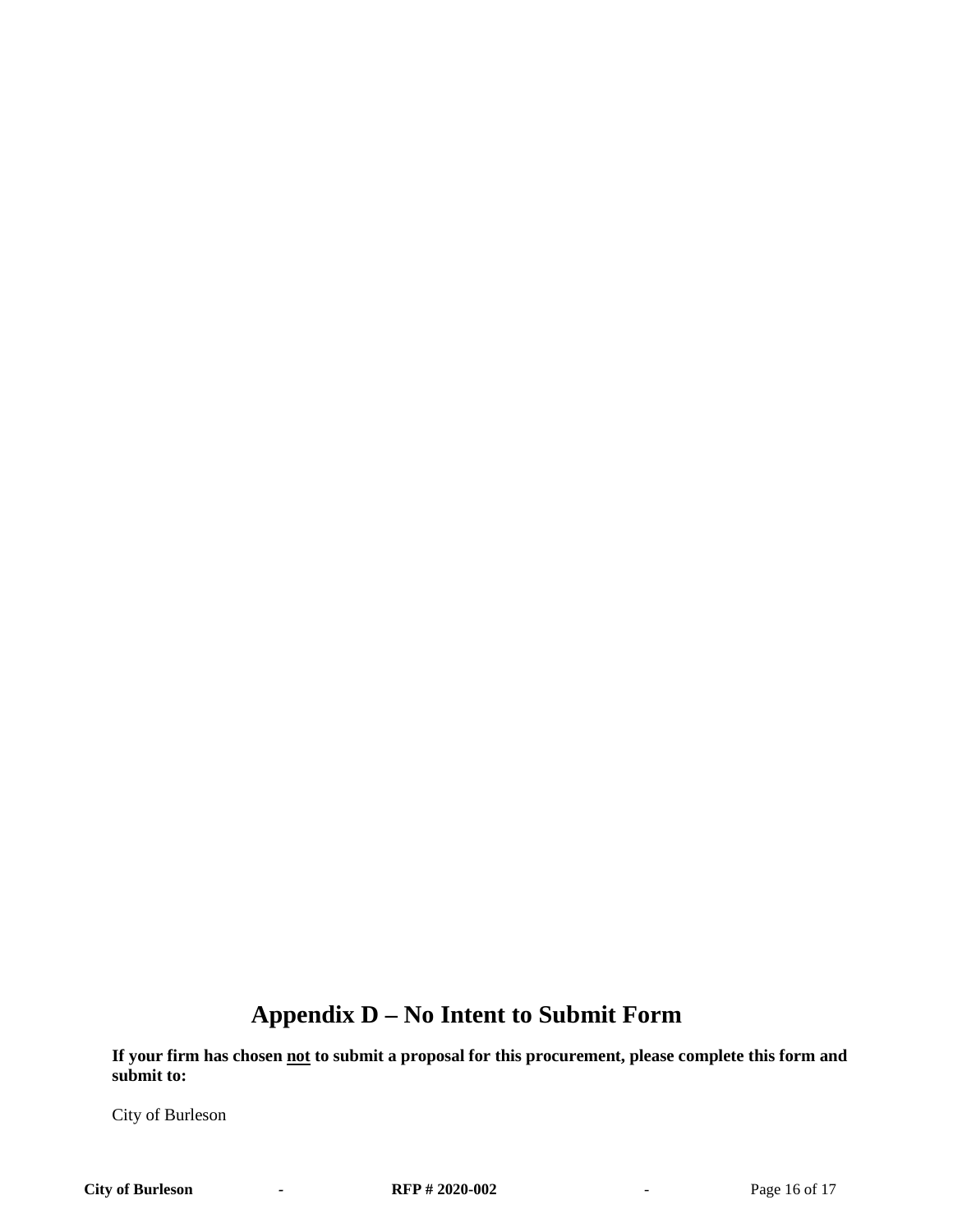# Appendix D – No Intent to Submit Form

**If your firm has chosen <u>not</u> to submit a proposal for this procurement, please complete this form and submit to:**

City of Burleson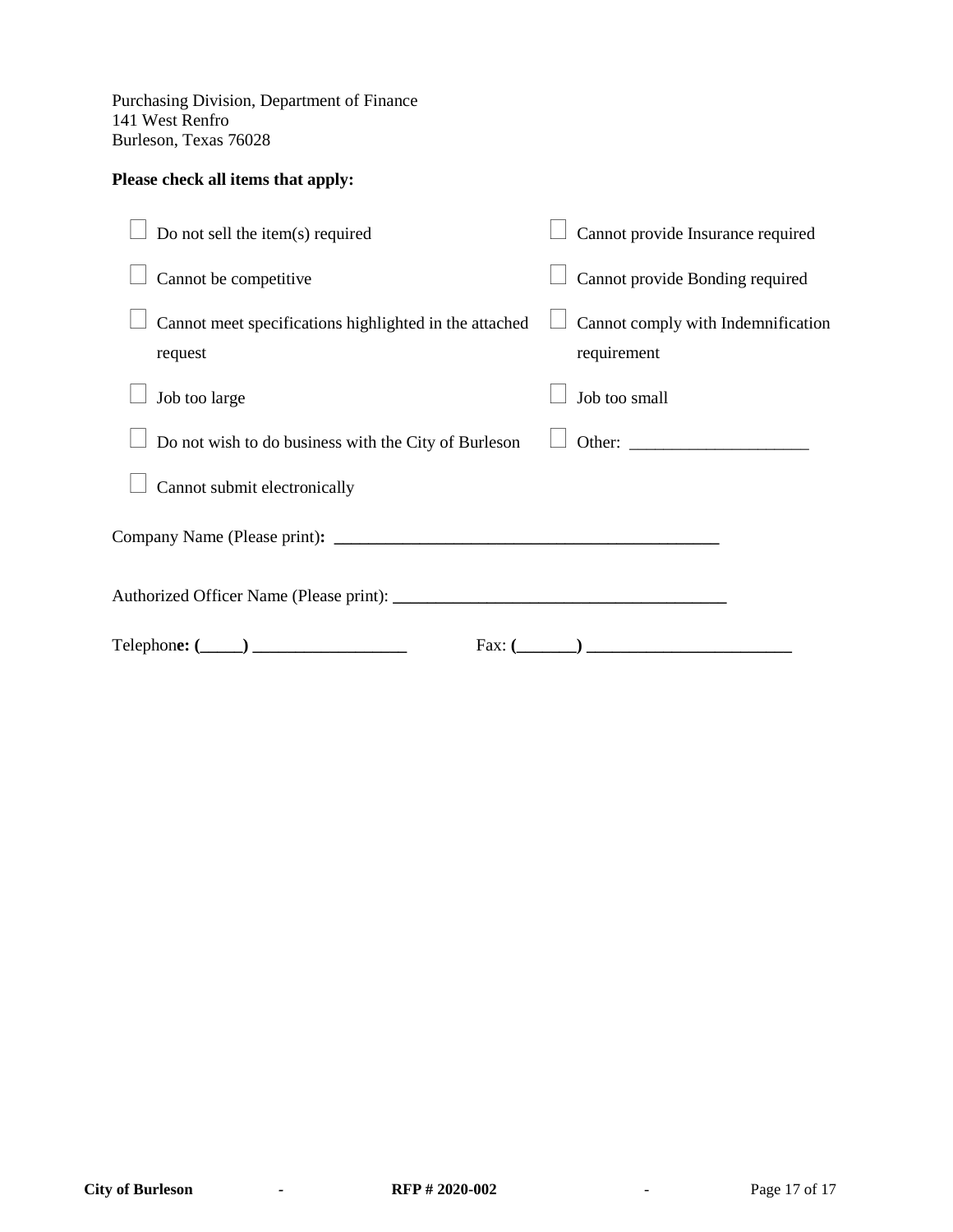Purchasing Division, Department of Finance
141 West Renfro
Burleson, Texas 76028

**Please check all items that apply:**

| | |
|---|---|
| ☐ Do not sell the item(s) required | ☐ Cannot provide Insurance required |
| ☐ Cannot be competitive | ☐ Cannot provide Bonding required |
| ☐ Cannot meet specifications highlighted in the attached request | ☐ Cannot comply with Indemnification requirement |
| ☐ Job too large | ☐ Job too small |
| ☐ Do not wish to do business with the City of Burleson | ☐ Other: ____________________ |
| ☐ Cannot submit electronically | |

Company Name (Please print)**: _____________________________________________**

Authorized Officer Name (Please print): **______________________________________**

Telephon**e: (_____) __________________** Fax: **(_______) ________________________**